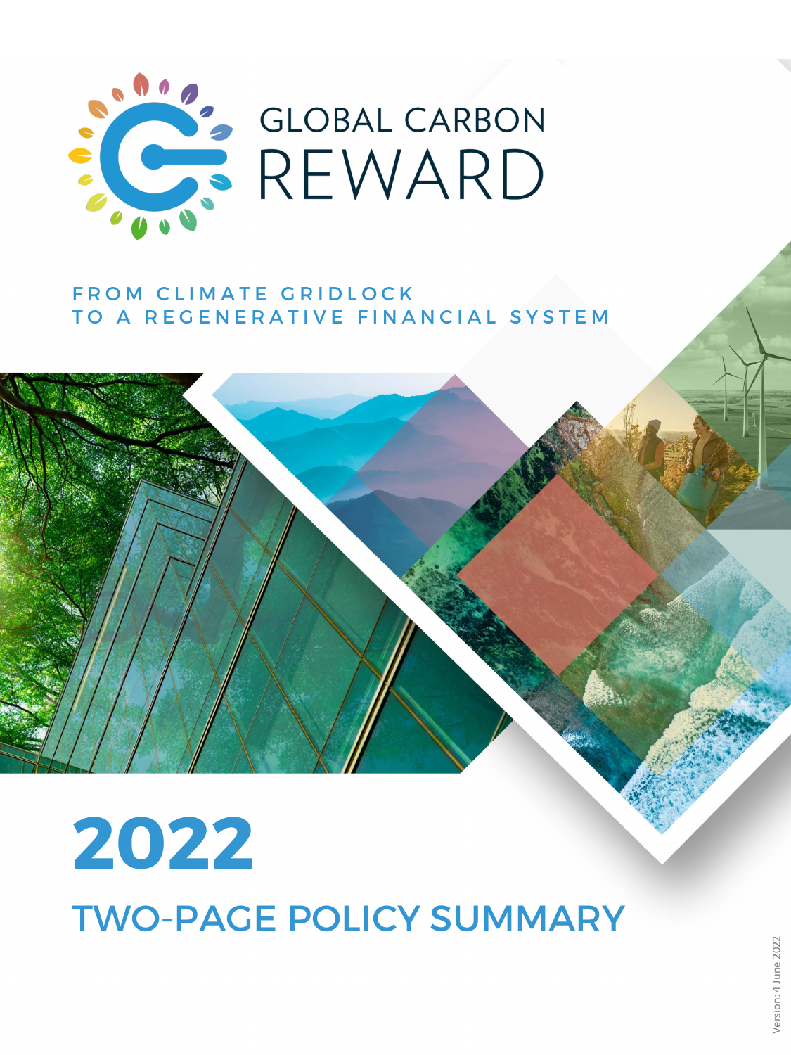# GLOBAL CARBON REWARD

FROM CLIMATE GRIDLOCK
TO A REGENERATIVE FINANCIAL SYSTEM

# 2022

## TWO-PAGE POLICY SUMMARY

Version: 4 June 2022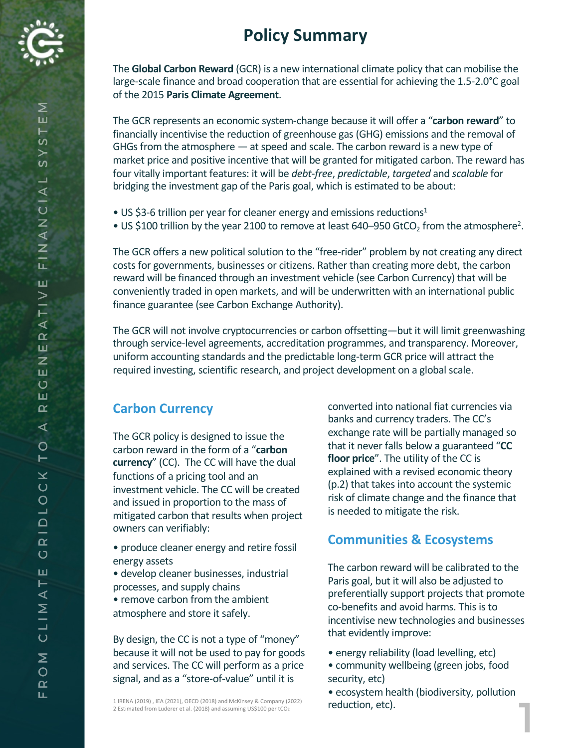# Policy Summary

The **Global Carbon Reward** (GCR) is a new international climate policy that can mobilise the large-scale finance and broad cooperation that are essential for achieving the 1.5-2.0°C goal of the 2015 **Paris Climate Agreement**.

The GCR represents an economic system-change because it will offer a "**carbon reward**" to financially incentivise the reduction of greenhouse gas (GHG) emissions and the removal of GHGs from the atmosphere — at speed and scale. The carbon reward is a new type of market price and positive incentive that will be granted for mitigated carbon. The reward has four vitally important features: it will be *debt-free*, *predictable*, *targeted* and *scalable* for bridging the investment gap of the Paris goal, which is estimated to be about:

- US $3-6 trillion per year for cleaner energy and emissions reductions[1]
- US $100 trillion by the year 2100 to remove at least 640–950 Gt$CO_2$ from the atmosphere[2].

The GCR offers a new political solution to the "free-rider" problem by not creating any direct costs for governments, businesses or citizens. Rather than creating more debt, the carbon reward will be financed through an investment vehicle (see Carbon Currency) that will be conveniently traded in open markets, and will be underwritten with an international public finance guarantee (see Carbon Exchange Authority).

The GCR will not involve cryptocurrencies or carbon offsetting—but it will limit greenwashing through service-level agreements, accreditation programmes, and transparency. Moreover, uniform accounting standards and the predictable long-term GCR price will attract the required investing, scientific research, and project development on a global scale.

## Carbon Currency

The GCR policy is designed to issue the carbon reward in the form of a "**carbon currency**" (CC). The CC will have the dual functions of a pricing tool and an investment vehicle. The CC will be created and issued in proportion to the mass of mitigated carbon that results when project owners can verifiably:

- produce cleaner energy and retire fossil energy assets
- develop cleaner businesses, industrial processes, and supply chains
- remove carbon from the ambient atmosphere and store it safely.

By design, the CC is not a type of "money" because it will not be used to pay for goods and services. The CC will perform as a price signal, and as a "store-of-value" until it is converted into national fiat currencies via banks and currency traders. The CC's exchange rate will be partially managed so that it never falls below a guaranteed "**CC floor price**". The utility of the CC is explained with a revised economic theory (p.2) that takes into account the systemic risk of climate change and the finance that is needed to mitigate the risk.

## Communities & Ecosystems

The carbon reward will be calibrated to the Paris goal, but it will also be adjusted to preferentially support projects that promote co-benefits and avoid harms. This is to incentivise new technologies and businesses that evidently improve:

- energy reliability (load levelling, etc)
- community wellbeing (green jobs, food security, etc)
- ecosystem health (biodiversity, pollution reduction, etc).

1 IRENA (2019) , IEA (2021), OECD (2018) and McKinsey & Company (2022)
2 Estimated from Luderer et al. (2018) and assuming US$100 per t$CO_2$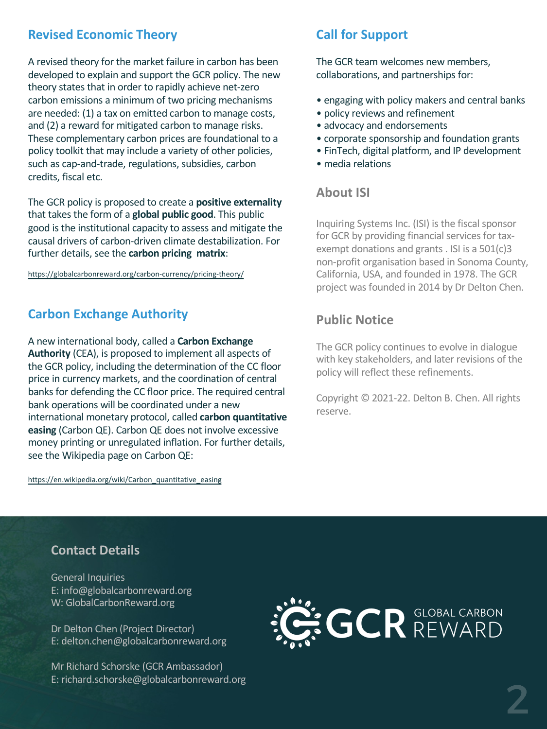## Revised Economic Theory

A revised theory for the market failure in carbon has been developed to explain and support the GCR policy. The new theory states that in order to rapidly achieve net-zero carbon emissions a minimum of two pricing mechanisms are needed: (1) a tax on emitted carbon to manage costs, and (2) a reward for mitigated carbon to manage risks. These complementary carbon prices are foundational to a policy toolkit that may include a variety of other policies, such as cap-and-trade, regulations, subsidies, carbon credits, fiscal etc.

The GCR policy is proposed to create a **positive externality** that takes the form of a **global public good**. This public good is the institutional capacity to assess and mitigate the causal drivers of carbon-driven climate destabilization. For further details, see the **carbon pricing matrix**:

https://globalcarbonreward.org/carbon-currency/pricing-theory/

## Carbon Exchange Authority

A new international body, called a **Carbon Exchange Authority** (CEA), is proposed to implement all aspects of the GCR policy, including the determination of the CC floor price in currency markets, and the coordination of central banks for defending the CC floor price. The required central bank operations will be coordinated under a new international monetary protocol, called **carbon quantitative easing** (Carbon QE). Carbon QE does not involve excessive money printing or unregulated inflation. For further details, see the Wikipedia page on Carbon QE:

https://en.wikipedia.org/wiki/Carbon_quantitative_easing

## Call for Support

The GCR team welcomes new members, collaborations, and partnerships for:

- engaging with policy makers and central banks
- policy reviews and refinement
- advocacy and endorsements
- corporate sponsorship and foundation grants
- FinTech, digital platform, and IP development
- media relations

## About ISI

Inquiring Systems Inc. (ISI) is the fiscal sponsor for GCR by providing financial services for tax-exempt donations and grants . ISI is a 501(c)3 non-profit organisation based in Sonoma County, California, USA, and founded in 1978. The GCR project was founded in 2014 by Dr Delton Chen.

## Public Notice

The GCR policy continues to evolve in dialogue with key stakeholders, and later revisions of the policy will reflect these refinements.

Copyright © 2021-22. Delton B. Chen. All rights reserve.

## Contact Details

General Inquiries
E: info@globalcarbonreward.org
W: GlobalCarbonReward.org

Dr Delton Chen (Project Director)
E: delton.chen@globalcarbonreward.org

Mr Richard Schorske (GCR Ambassador)
E: richard.schorske@globalcarbonreward.org

GCR GLOBAL CARBON REWARD